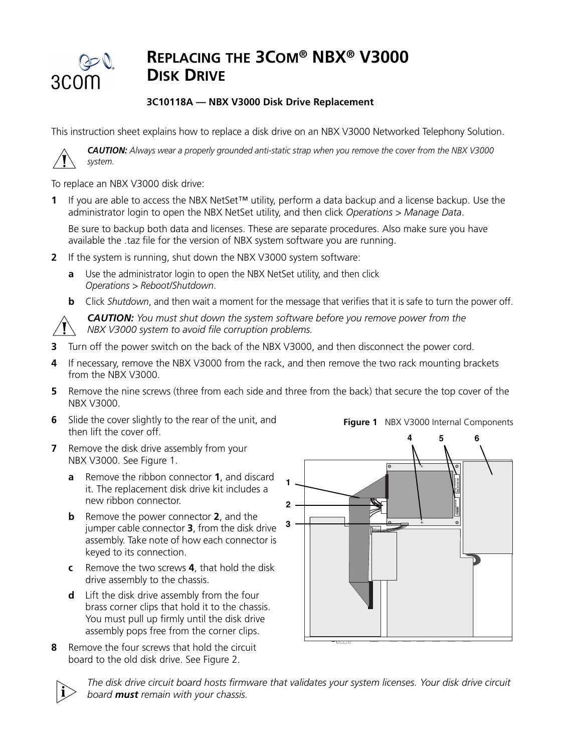# REPLACING THE 3COM® NBX® V3000 DISK DRIVE

**3C10118A — NBX V3000 Disk Drive Replacement**

This instruction sheet explains how to replace a disk drive on an NBX V3000 Networked Telephony Solution.

***CAUTION:*** *Always wear a properly grounded anti-static strap when you remove the cover from the NBX V3000 system.*

To replace an NBX V3000 disk drive:

**1** If you are able to access the NBX NetSet™ utility, perform a data backup and a license backup. Use the administrator login to open the NBX NetSet utility, and then click *Operations > Manage Data*.

Be sure to backup both data and licenses. These are separate procedures. Also make sure you have available the .taz file for the version of NBX system software you are running.

**2** If the system is running, shut down the NBX V3000 system software:

- **a** Use the administrator login to open the NBX NetSet utility, and then click *Operations > Reboot/Shutdown*.
- **b** Click *Shutdown*, and then wait a moment for the message that verifies that it is safe to turn the power off.

***CAUTION:*** *You must shut down the system software before you remove power from the NBX V3000 system to avoid file corruption problems.*

**3** Turn off the power switch on the back of the NBX V3000, and then disconnect the power cord.

**4** If necessary, remove the NBX V3000 from the rack, and then remove the two rack mounting brackets from the NBX V3000.

**5** Remove the nine screws (three from each side and three from the back) that secure the top cover of the NBX V3000.

**6** Slide the cover slightly to the rear of the unit, and then lift the cover off.

**7** Remove the disk drive assembly from your NBX V3000. See Figure 1.

- **a** Remove the ribbon connector **1**, and discard it. The replacement disk drive kit includes a new ribbon connector.
- **b** Remove the power connector **2**, and the jumper cable connector **3**, from the disk drive assembly. Take note of how each connector is keyed to its connection.
- **c** Remove the two screws **4**, that hold the disk drive assembly to the chassis.
- **d** Lift the disk drive assembly from the four brass corner clips that hold it to the chassis. You must pull up firmly until the disk drive assembly pops free from the corner clips.

**8** Remove the four screws that hold the circuit board to the old disk drive. See Figure 2.

**Figure 1** NBX V3000 Internal Components

*The disk drive circuit board hosts firmware that validates your system licenses. Your disk drive circuit board **must** remain with your chassis.*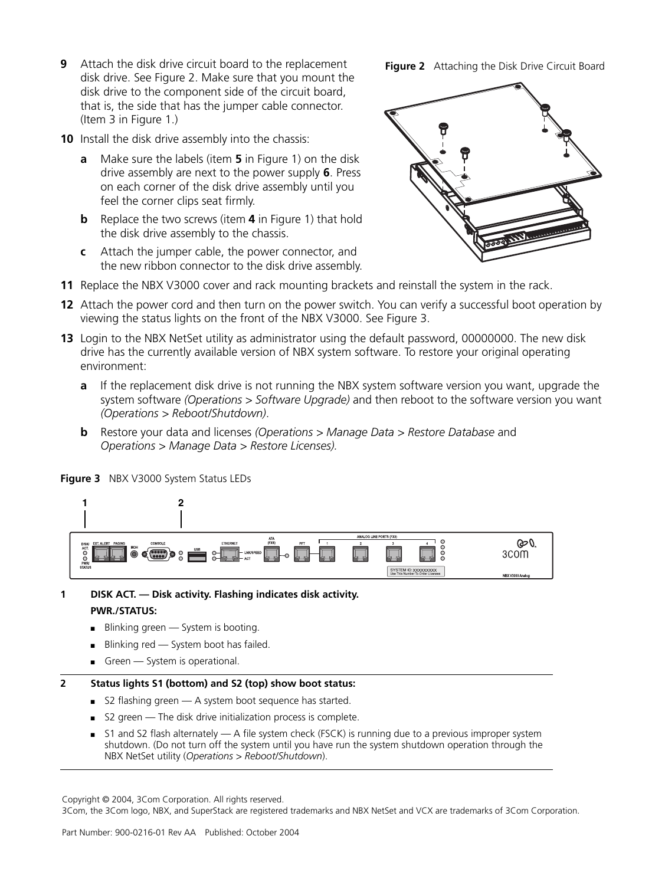9 Attach the disk drive circuit board to the replacement disk drive. See Figure 2. Make sure that you mount the disk drive to the component side of the circuit board, that is, the side that has the jumper cable connector. (Item 3 in Figure 1.)

10 Install the disk drive assembly into the chassis:

   a Make sure the labels (item **5** in Figure 1) on the disk drive assembly are next to the power supply **6**. Press on each corner of the disk drive assembly until you feel the corner clips seat firmly.

   b Replace the two screws (item **4** in Figure 1) that hold the disk drive assembly to the chassis.

   c Attach the jumper cable, the power connector, and the new ribbon connector to the disk drive assembly.

**Figure 2** Attaching the Disk Drive Circuit Board

11 Replace the NBX V3000 cover and rack mounting brackets and reinstall the system in the rack.

12 Attach the power cord and then turn on the power switch. You can verify a successful boot operation by viewing the status lights on the front of the NBX V3000. See Figure 3.

13 Login to the NBX NetSet utility as administrator using the default password, 00000000. The new disk drive has the currently available version of NBX system software. To restore your original operating environment:

   a If the replacement disk drive is not running the NBX system software version you want, upgrade the system software *(Operations > Software Upgrade)* and then reboot to the software version you want *(Operations > Reboot/Shutdown)*.

   b Restore your data and licenses *(Operations > Manage Data > Restore Database* and *Operations > Manage Data > Restore Licenses).*

**Figure 3** NBX V3000 System Status LEDs

1 **DISK ACT. — Disk activity. Flashing indicates disk activity.**

**PWR./STATUS:**

- Blinking green — System is booting.
- Blinking red — System boot has failed.
- Green — System is operational.

2 **Status lights S1 (bottom) and S2 (top) show boot status:**

- S2 flashing green — A system boot sequence has started.
- S2 green — The disk drive initialization process is complete.
- S1 and S2 flash alternately — A file system check (FSCK) is running due to a previous improper system shutdown. (Do not turn off the system until you have run the system shutdown operation through the NBX NetSet utility (*Operations > Reboot/Shutdown*).

Copyright © 2004, 3Com Corporation. All rights reserved.
3Com, the 3Com logo, NBX, and SuperStack are registered trademarks and NBX NetSet and VCX are trademarks of 3Com Corporation.

Part Number: 900-0216-01 Rev AA Published: October 2004